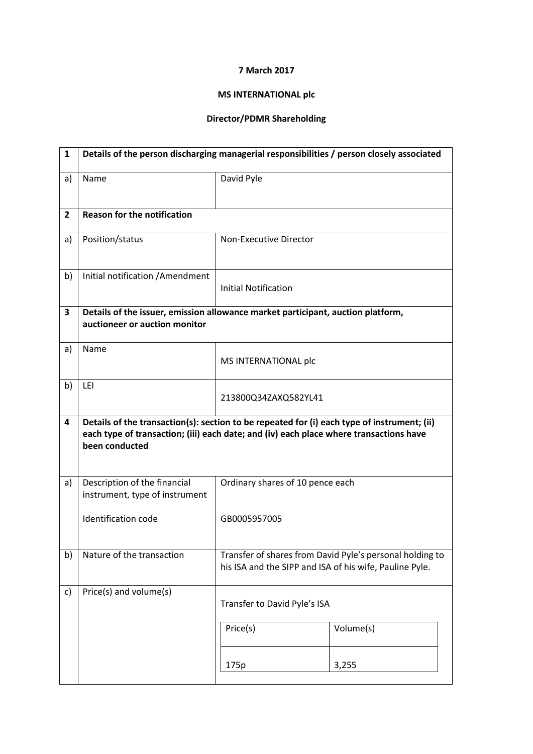**7 March 2017**

**MS INTERNATIONAL plc**

**Director/PDMR Shareholding**

| 1 | **Details of the person discharging managerial responsibilities / person closely associated** | |
|---|---|---|
| a) | Name | David Pyle |
| **2** | **Reason for the notification** | |
| a) | Position/status | Non-Executive Director |
| b) | Initial notification /Amendment | Initial Notification |
| **3** | **Details of the issuer, emission allowance market participant, auction platform, auctioneer or auction monitor** | |
| a) | Name | MS INTERNATIONAL plc |
| b) | LEI | 213800Q34ZAXQ582YL41 |
| **4** | **Details of the transaction(s): section to be repeated for (i) each type of instrument; (ii) each type of transaction; (iii) each date; and (iv) each place where transactions have been conducted** | |
| a) | Description of the financial instrument, type of instrument<br><br>Identification code | Ordinary shares of 10 pence each<br><br>GB0005957005 |
| b) | Nature of the transaction | Transfer of shares from David Pyle's personal holding to his ISA and the SIPP and ISA of his wife, Pauline Pyle. |
| c) | Price(s) and volume(s) | Transfer to David Pyle's ISA |

| Price(s) | Volume(s) |
|---|---|
| 175p | 3,255 |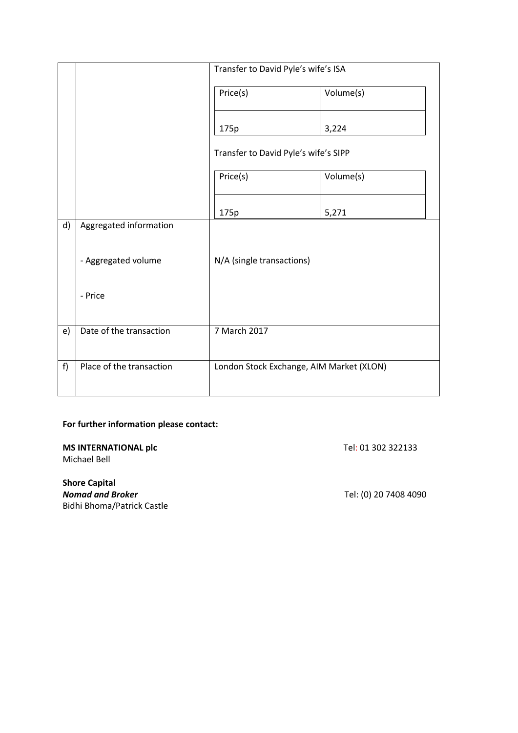| | | |
|---|---|---|
| | | Transfer to David Pyle's wife's ISA<br><br>Price(s): 175p — Volume(s): 3,224<br><br>Transfer to David Pyle's wife's SIPP<br><br>Price(s): 175p — Volume(s): 5,271 |
| d) | Aggregated information<br><br>- Aggregated volume<br><br>- Price | N/A (single transactions) |
| e) | Date of the transaction | 7 March 2017 |
| f) | Place of the transaction | London Stock Exchange, AIM Market (XLON) |

**For further information please contact:**

**MS INTERNATIONAL plc**
Michael Bell
Tel: 01 302 322133

**Shore Capital**
***Nomad and Broker***
Bidhi Bhoma/Patrick Castle
Tel: (0) 20 7408 4090